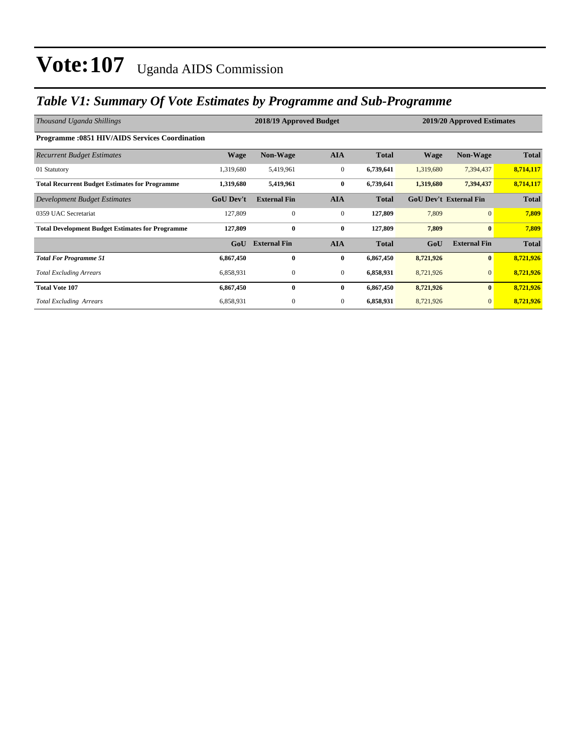# Vote:107 Uganda AIDS Commission

## *Table V1: Summary Of Vote Estimates by Programme and Sub-Programme*

| *Thousand Uganda Shillings* | 2018/19 Approved Budget | | | | 2019/20 Approved Estimates | | |
|---|---|---|---|---|---|---|---|
| **Programme :0851 HIV/AIDS Services Coordination** | | | | | | | |
| *Recurrent Budget Estimates* | **Wage** | **Non-Wage** | **AIA** | **Total** | **Wage** | **Non-Wage** | **Total** |
| 01 Statutory | 1,319,680 | 5,419,961 | 0 | **6,739,641** | 1,319,680 | 7,394,437 | **8,714,117** |
| **Total Recurrent Budget Estimates for Programme** | **1,319,680** | **5,419,961** | **0** | **6,739,641** | **1,319,680** | **7,394,437** | **8,714,117** |
| *Development Budget Estimates* | **GoU Dev't** | **External Fin** | **AIA** | **Total** | **GoU Dev't** | **External Fin** | **Total** |
| 0359 UAC Secretariat | 127,809 | 0 | 0 | **127,809** | 7,809 | 0 | **7,809** |
| **Total Development Budget Estimates for Programme** | **127,809** | **0** | **0** | **127,809** | **7,809** | **0** | **7,809** |
| | **GoU** | **External Fin** | **AIA** | **Total** | **GoU** | **External Fin** | **Total** |
| ***Total For Programme 51*** | **6,867,450** | **0** | **0** | **6,867,450** | **8,721,926** | **0** | **8,721,926** |
| *Total Excluding Arrears* | 6,858,931 | 0 | 0 | **6,858,931** | 8,721,926 | 0 | **8,721,926** |
| **Total Vote 107** | **6,867,450** | **0** | **0** | **6,867,450** | **8,721,926** | **0** | **8,721,926** |
| *Total Excluding Arrears* | 6,858,931 | 0 | 0 | **6,858,931** | 8,721,926 | 0 | **8,721,926** |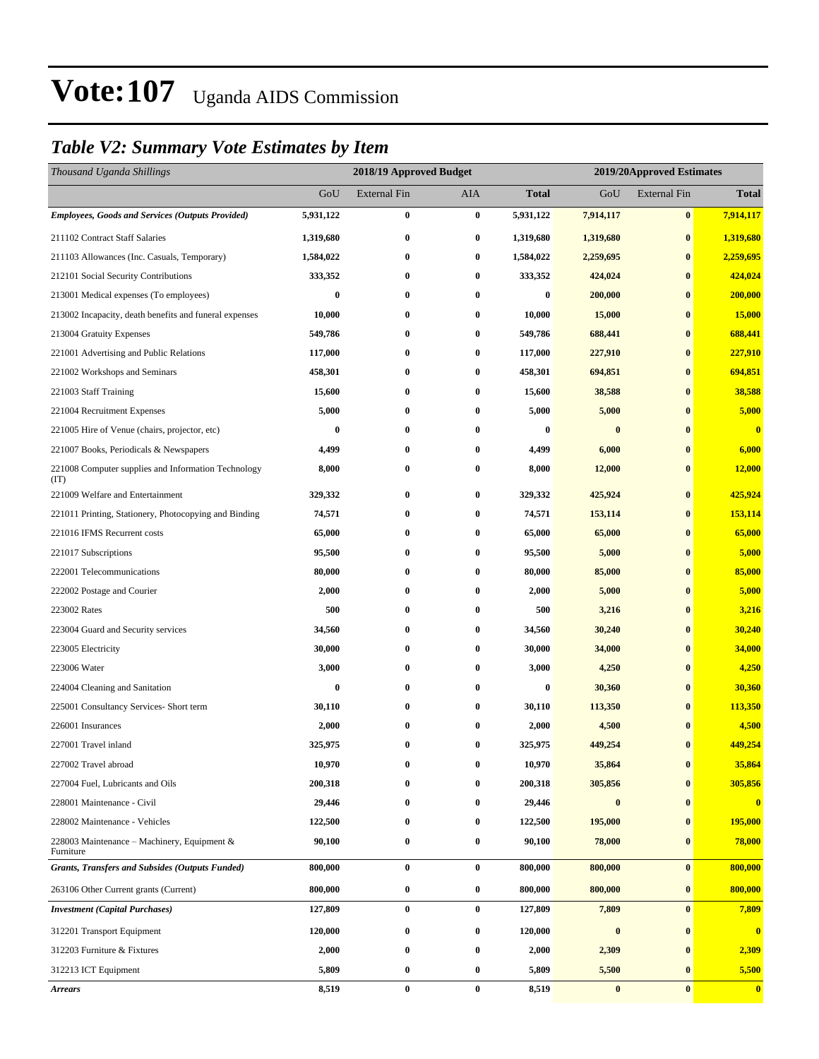# Vote:107 Uganda AIDS Commission

## *Table V2: Summary Vote Estimates by Item*

| *Thousand Uganda Shillings* | 2018/19 Approved Budget | | | | 2019/20Approved Estimates | | |
|---|---|---|---|---|---|---|---|
| | GoU | External Fin | AIA | **Total** | GoU | External Fin | **Total** |
| ***Employees, Goods and Services (Outputs Provided)*** | **5,931,122** | **0** | **0** | **5,931,122** | **7,914,117** | **0** | **7,914,117** |
| 211102 Contract Staff Salaries | **1,319,680** | **0** | **0** | **1,319,680** | **1,319,680** | **0** | **1,319,680** |
| 211103 Allowances (Inc. Casuals, Temporary) | **1,584,022** | **0** | **0** | **1,584,022** | **2,259,695** | **0** | **2,259,695** |
| 212101 Social Security Contributions | **333,352** | **0** | **0** | **333,352** | **424,024** | **0** | **424,024** |
| 213001 Medical expenses (To employees) | **0** | **0** | **0** | **0** | **200,000** | **0** | **200,000** |
| 213002 Incapacity, death benefits and funeral expenses | **10,000** | **0** | **0** | **10,000** | **15,000** | **0** | **15,000** |
| 213004 Gratuity Expenses | **549,786** | **0** | **0** | **549,786** | **688,441** | **0** | **688,441** |
| 221001 Advertising and Public Relations | **117,000** | **0** | **0** | **117,000** | **227,910** | **0** | **227,910** |
| 221002 Workshops and Seminars | **458,301** | **0** | **0** | **458,301** | **694,851** | **0** | **694,851** |
| 221003 Staff Training | **15,600** | **0** | **0** | **15,600** | **38,588** | **0** | **38,588** |
| 221004 Recruitment Expenses | **5,000** | **0** | **0** | **5,000** | **5,000** | **0** | **5,000** |
| 221005 Hire of Venue (chairs, projector, etc) | **0** | **0** | **0** | **0** | **0** | **0** | **0** |
| 221007 Books, Periodicals & Newspapers | **4,499** | **0** | **0** | **4,499** | **6,000** | **0** | **6,000** |
| 221008 Computer supplies and Information Technology (IT) | **8,000** | **0** | **0** | **8,000** | **12,000** | **0** | **12,000** |
| 221009 Welfare and Entertainment | **329,332** | **0** | **0** | **329,332** | **425,924** | **0** | **425,924** |
| 221011 Printing, Stationery, Photocopying and Binding | **74,571** | **0** | **0** | **74,571** | **153,114** | **0** | **153,114** |
| 221016 IFMS Recurrent costs | **65,000** | **0** | **0** | **65,000** | **65,000** | **0** | **65,000** |
| 221017 Subscriptions | **95,500** | **0** | **0** | **95,500** | **5,000** | **0** | **5,000** |
| 222001 Telecommunications | **80,000** | **0** | **0** | **80,000** | **85,000** | **0** | **85,000** |
| 222002 Postage and Courier | **2,000** | **0** | **0** | **2,000** | **5,000** | **0** | **5,000** |
| 223002 Rates | **500** | **0** | **0** | **500** | **3,216** | **0** | **3,216** |
| 223004 Guard and Security services | **34,560** | **0** | **0** | **34,560** | **30,240** | **0** | **30,240** |
| 223005 Electricity | **30,000** | **0** | **0** | **30,000** | **34,000** | **0** | **34,000** |
| 223006 Water | **3,000** | **0** | **0** | **3,000** | **4,250** | **0** | **4,250** |
| 224004 Cleaning and Sanitation | **0** | **0** | **0** | **0** | **30,360** | **0** | **30,360** |
| 225001 Consultancy Services- Short term | **30,110** | **0** | **0** | **30,110** | **113,350** | **0** | **113,350** |
| 226001 Insurances | **2,000** | **0** | **0** | **2,000** | **4,500** | **0** | **4,500** |
| 227001 Travel inland | **325,975** | **0** | **0** | **325,975** | **449,254** | **0** | **449,254** |
| 227002 Travel abroad | **10,970** | **0** | **0** | **10,970** | **35,864** | **0** | **35,864** |
| 227004 Fuel, Lubricants and Oils | **200,318** | **0** | **0** | **200,318** | **305,856** | **0** | **305,856** |
| 228001 Maintenance - Civil | **29,446** | **0** | **0** | **29,446** | **0** | **0** | **0** |
| 228002 Maintenance - Vehicles | **122,500** | **0** | **0** | **122,500** | **195,000** | **0** | **195,000** |
| 228003 Maintenance – Machinery, Equipment & Furniture | **90,100** | **0** | **0** | **90,100** | **78,000** | **0** | **78,000** |
| ***Grants, Transfers and Subsides (Outputs Funded)*** | **800,000** | **0** | **0** | **800,000** | **800,000** | **0** | **800,000** |
| 263106 Other Current grants (Current) | **800,000** | **0** | **0** | **800,000** | **800,000** | **0** | **800,000** |
| ***Investment (Capital Purchases)*** | **127,809** | **0** | **0** | **127,809** | **7,809** | **0** | **7,809** |
| 312201 Transport Equipment | **120,000** | **0** | **0** | **120,000** | **0** | **0** | **0** |
| 312203 Furniture & Fixtures | **2,000** | **0** | **0** | **2,000** | **2,309** | **0** | **2,309** |
| 312213 ICT Equipment | **5,809** | **0** | **0** | **5,809** | **5,500** | **0** | **5,500** |
| ***Arrears*** | **8,519** | **0** | **0** | **8,519** | **0** | **0** | **0** |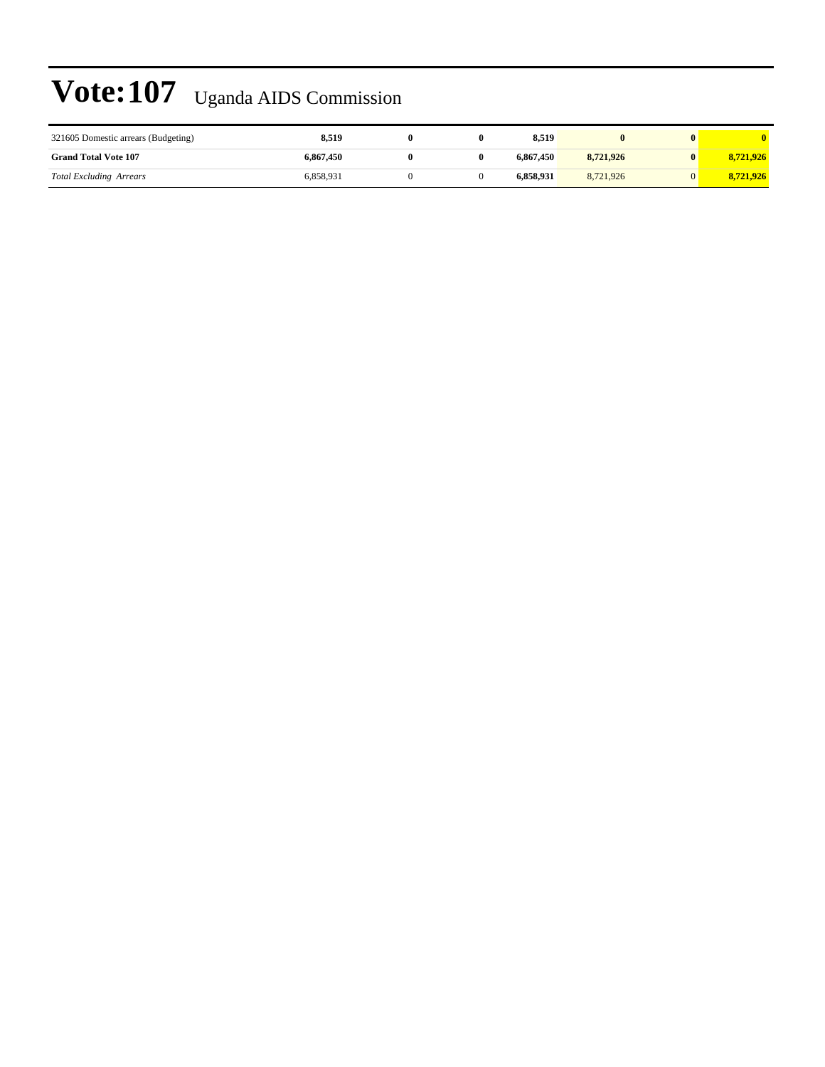# Vote:107 Uganda AIDS Commission

| | | | | | | | |
|---|---|---|---|---|---|---|---|
| 321605 Domestic arrears (Budgeting) | **8,519** | **0** | **0** | **8,519** | **0** | **0** | **0** |
| **Grand Total Vote 107** | **6,867,450** | **0** | **0** | **6,867,450** | **8,721,926** | **0** | **8,721,926** |
| *Total Excluding Arrears* | 6,858,931 | 0 | 0 | **6,858,931** | 8,721,926 | 0 | **8,721,926** |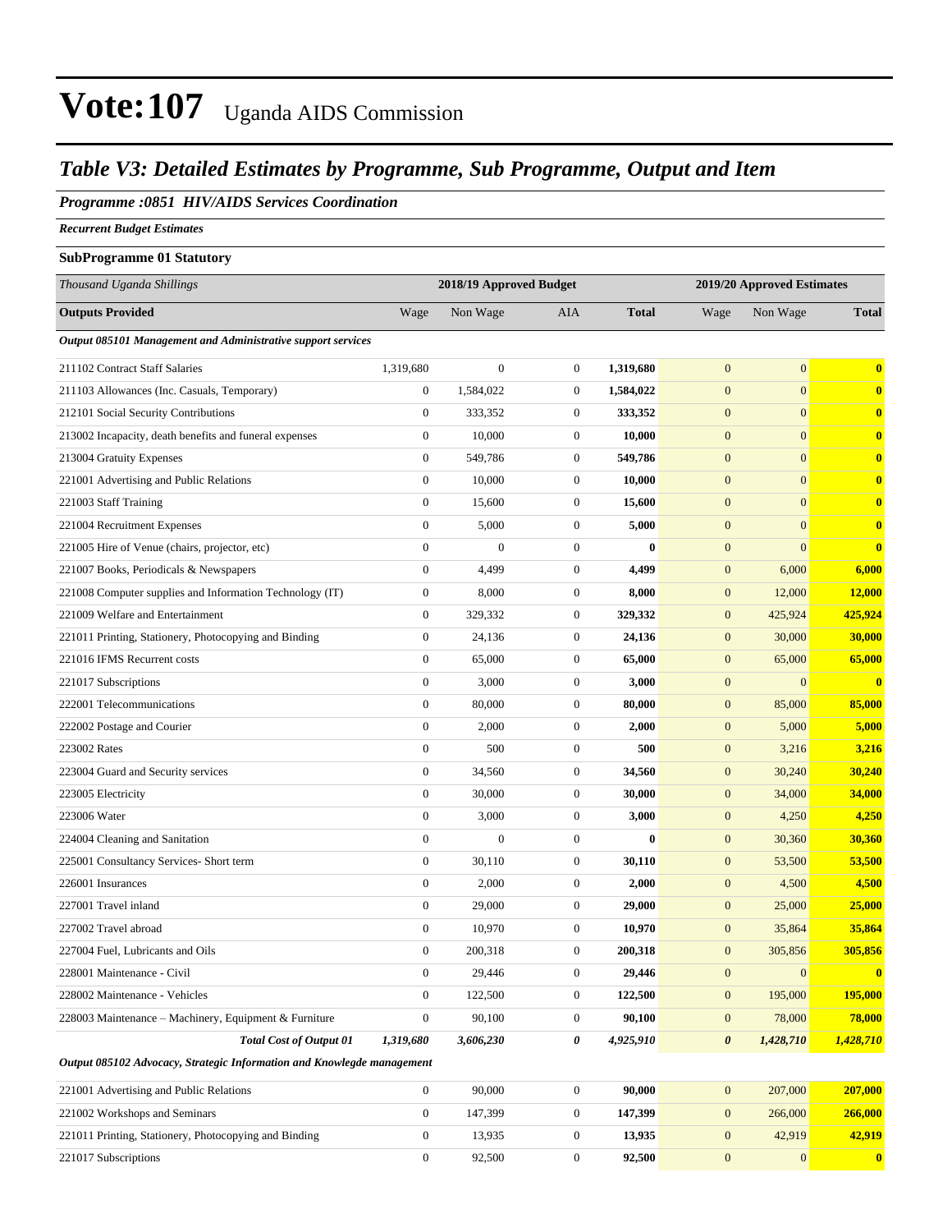# Vote:107 Uganda AIDS Commission

## Table V3: Detailed Estimates by Programme, Sub Programme, Output and Item

### Programme :0851 HIV/AIDS Services Coordination

*Recurrent Budget Estimates*

**SubProgramme 01 Statutory**

| *Thousand Uganda Shillings* | 2018/19 Approved Budget | | | | 2019/20 Approved Estimates | | |
|---|---|---|---|---|---|---|---|
| **Outputs Provided** | Wage | Non Wage | AIA | **Total** | Wage | Non Wage | **Total** |
| ***Output 085101 Management and Administrative support services*** | | | | | | | |
| 211102 Contract Staff Salaries | 1,319,680 | 0 | 0 | **1,319,680** | 0 | 0 | **0** |
| 211103 Allowances (Inc. Casuals, Temporary) | 0 | 1,584,022 | 0 | **1,584,022** | 0 | 0 | **0** |
| 212101 Social Security Contributions | 0 | 333,352 | 0 | **333,352** | 0 | 0 | **0** |
| 213002 Incapacity, death benefits and funeral expenses | 0 | 10,000 | 0 | **10,000** | 0 | 0 | **0** |
| 213004 Gratuity Expenses | 0 | 549,786 | 0 | **549,786** | 0 | 0 | **0** |
| 221001 Advertising and Public Relations | 0 | 10,000 | 0 | **10,000** | 0 | 0 | **0** |
| 221003 Staff Training | 0 | 15,600 | 0 | **15,600** | 0 | 0 | **0** |
| 221004 Recruitment Expenses | 0 | 5,000 | 0 | **5,000** | 0 | 0 | **0** |
| 221005 Hire of Venue (chairs, projector, etc) | 0 | 0 | 0 | **0** | 0 | 0 | **0** |
| 221007 Books, Periodicals & Newspapers | 0 | 4,499 | 0 | **4,499** | 0 | 6,000 | **6,000** |
| 221008 Computer supplies and Information Technology (IT) | 0 | 8,000 | 0 | **8,000** | 0 | 12,000 | **12,000** |
| 221009 Welfare and Entertainment | 0 | 329,332 | 0 | **329,332** | 0 | 425,924 | **425,924** |
| 221011 Printing, Stationery, Photocopying and Binding | 0 | 24,136 | 0 | **24,136** | 0 | 30,000 | **30,000** |
| 221016 IFMS Recurrent costs | 0 | 65,000 | 0 | **65,000** | 0 | 65,000 | **65,000** |
| 221017 Subscriptions | 0 | 3,000 | 0 | **3,000** | 0 | 0 | **0** |
| 222001 Telecommunications | 0 | 80,000 | 0 | **80,000** | 0 | 85,000 | **85,000** |
| 222002 Postage and Courier | 0 | 2,000 | 0 | **2,000** | 0 | 5,000 | **5,000** |
| 223002 Rates | 0 | 500 | 0 | **500** | 0 | 3,216 | **3,216** |
| 223004 Guard and Security services | 0 | 34,560 | 0 | **34,560** | 0 | 30,240 | **30,240** |
| 223005 Electricity | 0 | 30,000 | 0 | **30,000** | 0 | 34,000 | **34,000** |
| 223006 Water | 0 | 3,000 | 0 | **3,000** | 0 | 4,250 | **4,250** |
| 224004 Cleaning and Sanitation | 0 | 0 | 0 | **0** | 0 | 30,360 | **30,360** |
| 225001 Consultancy Services- Short term | 0 | 30,110 | 0 | **30,110** | 0 | 53,500 | **53,500** |
| 226001 Insurances | 0 | 2,000 | 0 | **2,000** | 0 | 4,500 | **4,500** |
| 227001 Travel inland | 0 | 29,000 | 0 | **29,000** | 0 | 25,000 | **25,000** |
| 227002 Travel abroad | 0 | 10,970 | 0 | **10,970** | 0 | 35,864 | **35,864** |
| 227004 Fuel, Lubricants and Oils | 0 | 200,318 | 0 | **200,318** | 0 | 305,856 | **305,856** |
| 228001 Maintenance - Civil | 0 | 29,446 | 0 | **29,446** | 0 | 0 | **0** |
| 228002 Maintenance - Vehicles | 0 | 122,500 | 0 | **122,500** | 0 | 195,000 | **195,000** |
| 228003 Maintenance – Machinery, Equipment & Furniture | 0 | 90,100 | 0 | **90,100** | 0 | 78,000 | **78,000** |
| ***Total Cost of Output 01*** | ***1,319,680*** | ***3,606,230*** | ***0*** | ***4,925,910*** | ***0*** | ***1,428,710*** | ***1,428,710*** |
| ***Output 085102 Advocacy, Strategic Information and Knowlegde management*** | | | | | | | |
| 221001 Advertising and Public Relations | 0 | 90,000 | 0 | **90,000** | 0 | 207,000 | **207,000** |
| 221002 Workshops and Seminars | 0 | 147,399 | 0 | **147,399** | 0 | 266,000 | **266,000** |
| 221011 Printing, Stationery, Photocopying and Binding | 0 | 13,935 | 0 | **13,935** | 0 | 42,919 | **42,919** |
| 221017 Subscriptions | 0 | 92,500 | 0 | **92,500** | 0 | 0 | **0** |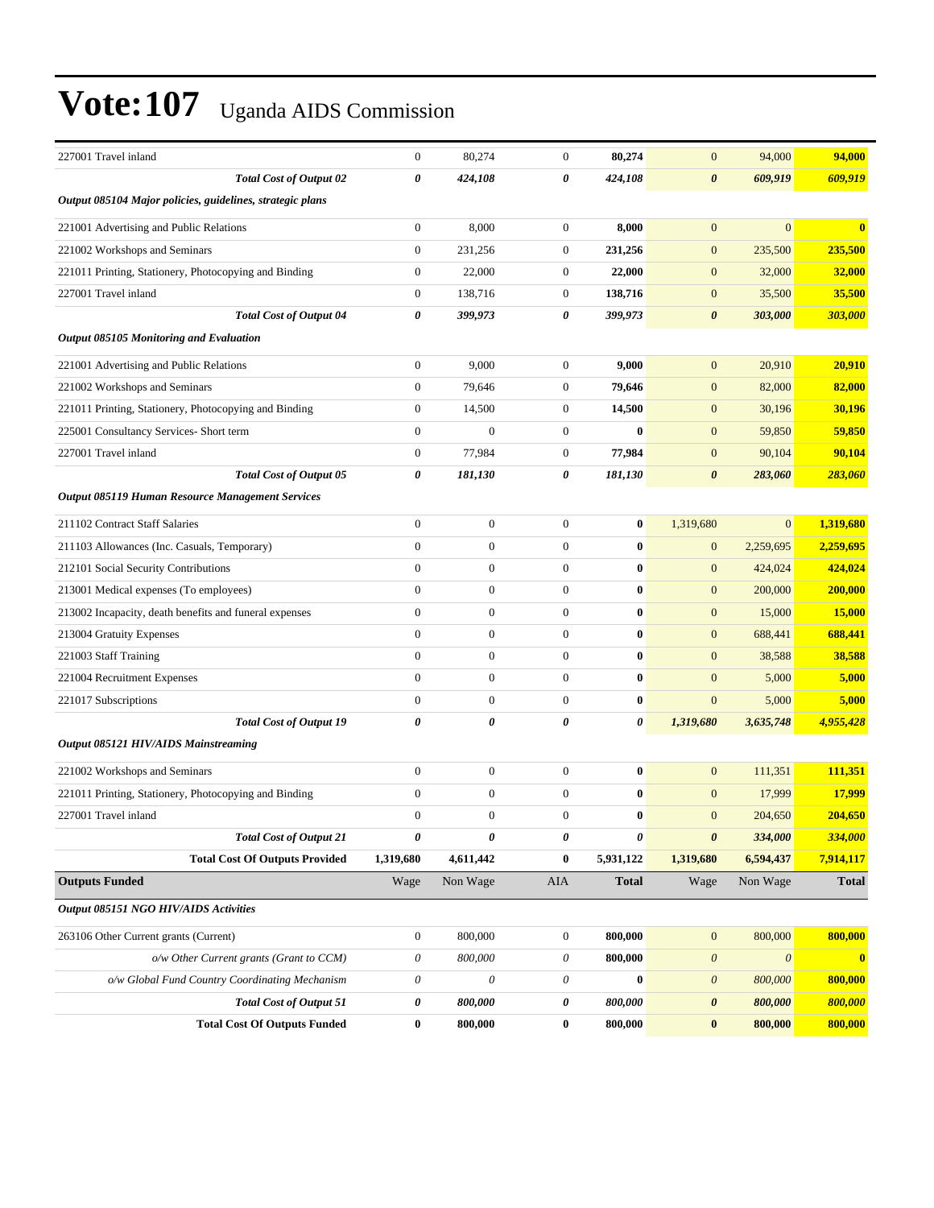# Vote:107 Uganda AIDS Commission

| | | | | | | | |
|---|---|---|---|---|---|---|---|
| 227001 Travel inland | 0 | 80,274 | 0 | **80,274** | 0 | 94,000 | **94,000** |
| ***Total Cost of Output 02*** | ***0*** | ***424,108*** | ***0*** | ***424,108*** | ***0*** | ***609,919*** | ***609,919*** |
| ***Output 085104 Major policies, guidelines, strategic plans*** | | | | | | | |
| 221001 Advertising and Public Relations | 0 | 8,000 | 0 | **8,000** | 0 | 0 | **0** |
| 221002 Workshops and Seminars | 0 | 231,256 | 0 | **231,256** | 0 | 235,500 | **235,500** |
| 221011 Printing, Stationery, Photocopying and Binding | 0 | 22,000 | 0 | **22,000** | 0 | 32,000 | **32,000** |
| 227001 Travel inland | 0 | 138,716 | 0 | **138,716** | 0 | 35,500 | **35,500** |
| ***Total Cost of Output 04*** | ***0*** | ***399,973*** | ***0*** | ***399,973*** | ***0*** | ***303,000*** | ***303,000*** |
| ***Output 085105 Monitoring and Evaluation*** | | | | | | | |
| 221001 Advertising and Public Relations | 0 | 9,000 | 0 | **9,000** | 0 | 20,910 | **20,910** |
| 221002 Workshops and Seminars | 0 | 79,646 | 0 | **79,646** | 0 | 82,000 | **82,000** |
| 221011 Printing, Stationery, Photocopying and Binding | 0 | 14,500 | 0 | **14,500** | 0 | 30,196 | **30,196** |
| 225001 Consultancy Services- Short term | 0 | 0 | 0 | **0** | 0 | 59,850 | **59,850** |
| 227001 Travel inland | 0 | 77,984 | 0 | **77,984** | 0 | 90,104 | **90,104** |
| ***Total Cost of Output 05*** | ***0*** | ***181,130*** | ***0*** | ***181,130*** | ***0*** | ***283,060*** | ***283,060*** |
| ***Output 085119 Human Resource Management Services*** | | | | | | | |
| 211102 Contract Staff Salaries | 0 | 0 | 0 | **0** | 1,319,680 | 0 | **1,319,680** |
| 211103 Allowances (Inc. Casuals, Temporary) | 0 | 0 | 0 | **0** | 0 | 2,259,695 | **2,259,695** |
| 212101 Social Security Contributions | 0 | 0 | 0 | **0** | 0 | 424,024 | **424,024** |
| 213001 Medical expenses (To employees) | 0 | 0 | 0 | **0** | 0 | 200,000 | **200,000** |
| 213002 Incapacity, death benefits and funeral expenses | 0 | 0 | 0 | **0** | 0 | 15,000 | **15,000** |
| 213004 Gratuity Expenses | 0 | 0 | 0 | **0** | 0 | 688,441 | **688,441** |
| 221003 Staff Training | 0 | 0 | 0 | **0** | 0 | 38,588 | **38,588** |
| 221004 Recruitment Expenses | 0 | 0 | 0 | **0** | 0 | 5,000 | **5,000** |
| 221017 Subscriptions | 0 | 0 | 0 | **0** | 0 | 5,000 | **5,000** |
| ***Total Cost of Output 19*** | ***0*** | ***0*** | ***0*** | ***0*** | ***1,319,680*** | ***3,635,748*** | ***4,955,428*** |
| ***Output 085121 HIV/AIDS Mainstreaming*** | | | | | | | |
| 221002 Workshops and Seminars | 0 | 0 | 0 | **0** | 0 | 111,351 | **111,351** |
| 221011 Printing, Stationery, Photocopying and Binding | 0 | 0 | 0 | **0** | 0 | 17,999 | **17,999** |
| 227001 Travel inland | 0 | 0 | 0 | **0** | 0 | 204,650 | **204,650** |
| ***Total Cost of Output 21*** | ***0*** | ***0*** | ***0*** | ***0*** | ***0*** | ***334,000*** | ***334,000*** |
| **Total Cost Of Outputs Provided** | **1,319,680** | **4,611,442** | **0** | **5,931,122** | **1,319,680** | **6,594,437** | **7,914,117** |
| **Outputs Funded** | Wage | Non Wage | AIA | **Total** | Wage | Non Wage | **Total** |
| ***Output 085151 NGO HIV/AIDS Activities*** | | | | | | | |
| 263106 Other Current grants (Current) | 0 | 800,000 | 0 | **800,000** | 0 | 800,000 | **800,000** |
| *o/w Other Current grants (Grant to CCM)* | *0* | *800,000* | *0* | **800,000** | *0* | *0* | **0** |
| *o/w Global Fund Country Coordinating Mechanism* | *0* | *0* | *0* | **0** | *0* | *800,000* | **800,000** |
| ***Total Cost of Output 51*** | ***0*** | ***800,000*** | ***0*** | ***800,000*** | ***0*** | ***800,000*** | ***800,000*** |
| **Total Cost Of Outputs Funded** | **0** | **800,000** | **0** | **800,000** | **0** | **800,000** | **800,000** |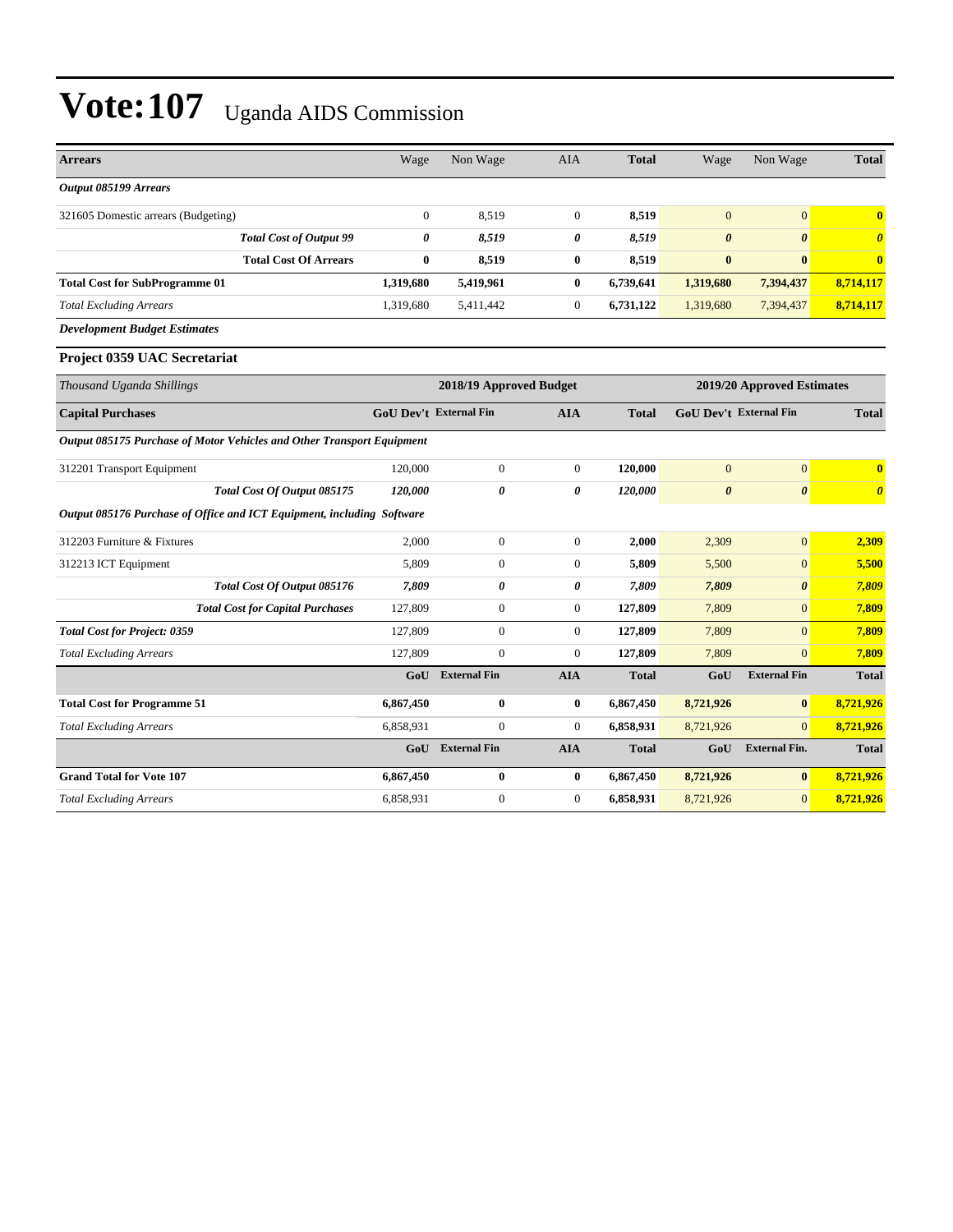# Vote:107 Uganda AIDS Commission

| Arrears | Wage | Non Wage | AIA | Total | Wage | Non Wage | Total |
|---|---|---|---|---|---|---|---|
| ***Output 085199 Arrears*** | | | | | | | |
| 321605 Domestic arrears (Budgeting) | 0 | 8,519 | 0 | **8,519** | 0 | 0 | **0** |
| ***Total Cost of Output 99*** | ***0*** | ***8,519*** | ***0*** | ***8,519*** | ***0*** | ***0*** | ***0*** |
| **Total Cost Of Arrears** | **0** | **8,519** | **0** | **8,519** | **0** | **0** | **0** |
| **Total Cost for SubProgramme 01** | **1,319,680** | **5,419,961** | **0** | **6,739,641** | **1,319,680** | **7,394,437** | **8,714,117** |
| *Total Excluding Arrears* | 1,319,680 | 5,411,442 | 0 | **6,731,122** | 1,319,680 | 7,394,437 | **8,714,117** |

***Development Budget Estimates***

### Project 0359 UAC Secretariat

| *Thousand Uganda Shillings* | 2018/19 Approved Budget | | | | 2019/20 Approved Estimates | | |
|---|---|---|---|---|---|---|---|
| **Capital Purchases** | **GoU Dev't** | **External Fin** | **AIA** | **Total** | **GoU Dev't** | **External Fin** | **Total** |
| ***Output 085175 Purchase of Motor Vehicles and Other Transport Equipment*** | | | | | | | |
| 312201 Transport Equipment | 120,000 | 0 | 0 | **120,000** | 0 | 0 | **0** |
| ***Total Cost Of Output 085175*** | ***120,000*** | ***0*** | ***0*** | ***120,000*** | ***0*** | ***0*** | ***0*** |
| ***Output 085176 Purchase of Office and ICT Equipment, including Software*** | | | | | | | |
| 312203 Furniture & Fixtures | 2,000 | 0 | 0 | **2,000** | 2,309 | 0 | **2,309** |
| 312213 ICT Equipment | 5,809 | 0 | 0 | **5,809** | 5,500 | 0 | **5,500** |
| ***Total Cost Of Output 085176*** | ***7,809*** | ***0*** | ***0*** | ***7,809*** | ***7,809*** | ***0*** | ***7,809*** |
| ***Total Cost for Capital Purchases*** | 127,809 | 0 | 0 | **127,809** | 7,809 | 0 | **7,809** |
| ***Total Cost for Project: 0359*** | 127,809 | 0 | 0 | **127,809** | 7,809 | 0 | **7,809** |
| *Total Excluding Arrears* | 127,809 | 0 | 0 | **127,809** | 7,809 | 0 | **7,809** |
| | **GoU** | **External Fin** | **AIA** | **Total** | **GoU** | **External Fin** | **Total** |
| **Total Cost for Programme 51** | **6,867,450** | **0** | **0** | **6,867,450** | **8,721,926** | **0** | **8,721,926** |
| *Total Excluding Arrears* | 6,858,931 | 0 | 0 | **6,858,931** | 8,721,926 | 0 | **8,721,926** |
| | **GoU** | **External Fin** | **AIA** | **Total** | **GoU** | **External Fin.** | **Total** |
| **Grand Total for Vote 107** | **6,867,450** | **0** | **0** | **6,867,450** | **8,721,926** | **0** | **8,721,926** |
| *Total Excluding Arrears* | 6,858,931 | 0 | 0 | **6,858,931** | 8,721,926 | 0 | **8,721,926** |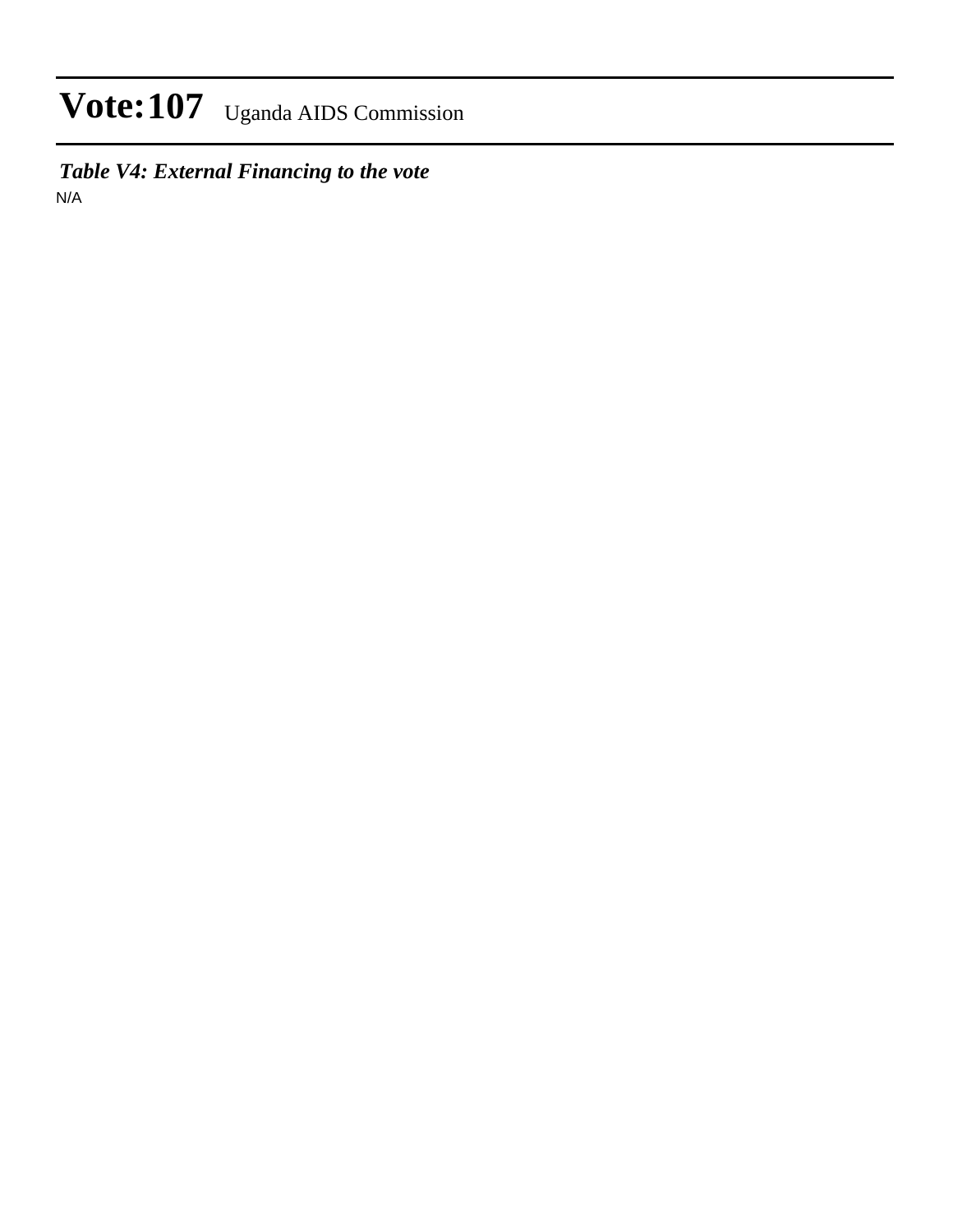# Vote:107 Uganda AIDS Commission

***Table V4: External Financing to the vote***

N/A